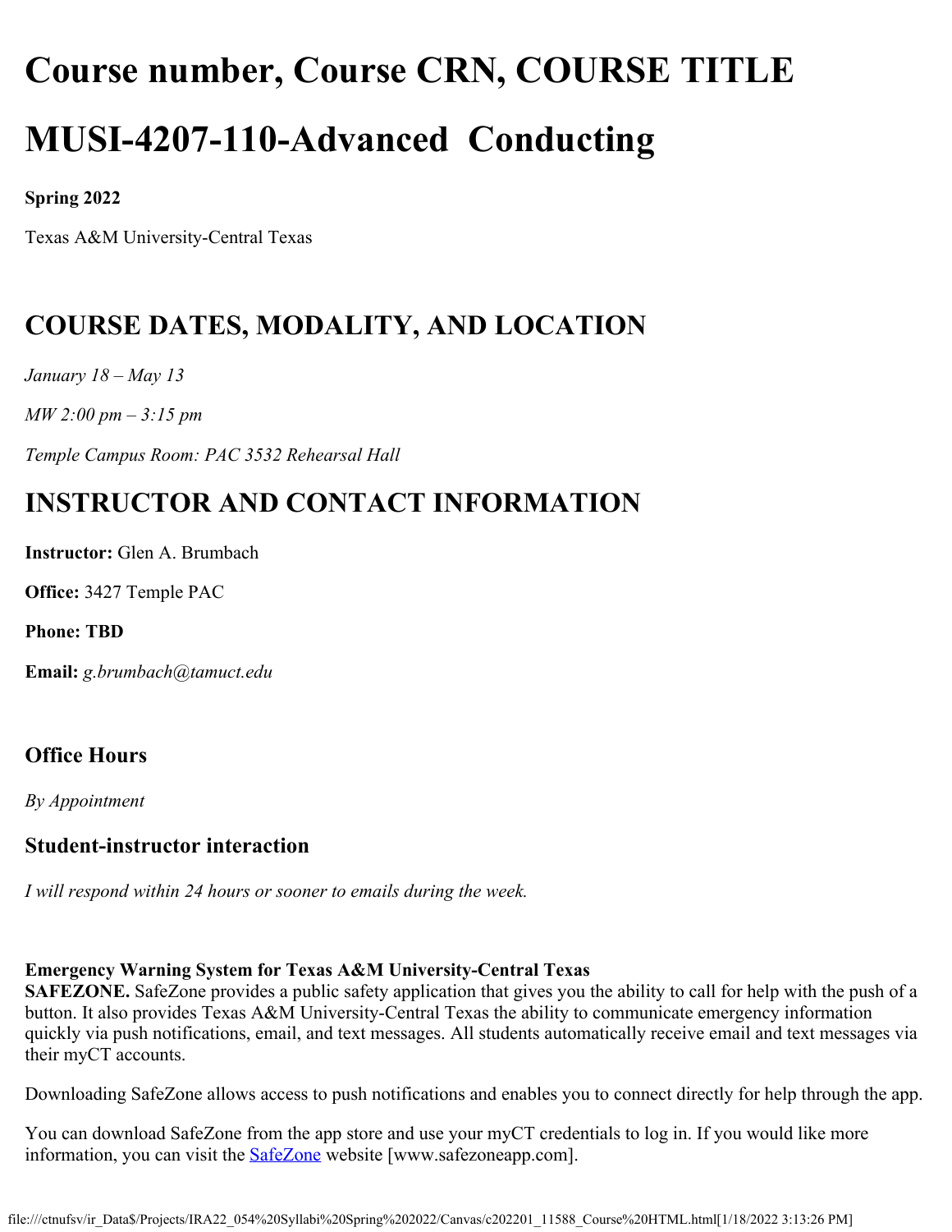# Course number, Course CRN, COURSE TITLE

# MUSI-4207-110-Advanced Conducting

**Spring 2022**

Texas A&M University-Central Texas

## COURSE DATES, MODALITY, AND LOCATION

*January 18 – May 13*

*MW 2:00 pm – 3:15 pm*

*Temple Campus Room: PAC 3532 Rehearsal Hall*

## INSTRUCTOR AND CONTACT INFORMATION

**Instructor:** Glen A. Brumbach

**Office:** 3427 Temple PAC

**Phone: TBD**

**Email:** *g.brumbach@tamuct.edu*

### Office Hours

*By Appointment*

### Student-instructor interaction

*I will respond within 24 hours or sooner to emails during the week.*

**Emergency Warning System for Texas A&M University-Central Texas**
**SAFEZONE.** SafeZone provides a public safety application that gives you the ability to call for help with the push of a button. It also provides Texas A&M University-Central Texas the ability to communicate emergency information quickly via push notifications, email, and text messages. All students automatically receive email and text messages via their myCT accounts.

Downloading SafeZone allows access to push notifications and enables you to connect directly for help through the app.

You can download SafeZone from the app store and use your myCT credentials to log in. If you would like more information, you can visit the SafeZone website [www.safezoneapp.com].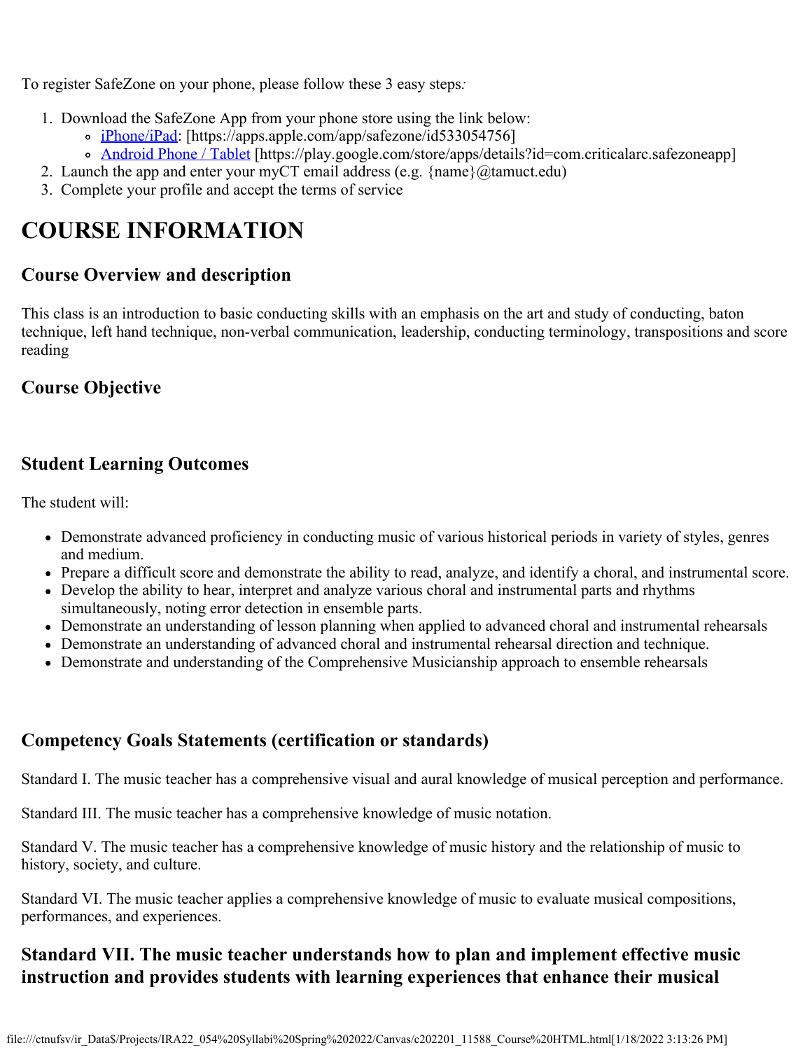To register SafeZone on your phone, please follow these 3 easy steps*:*

1. Download the SafeZone App from your phone store using the link below:
   - iPhone/iPad: [https://apps.apple.com/app/safezone/id533054756]
   - Android Phone / Tablet [https://play.google.com/store/apps/details?id=com.criticalarc.safezoneapp]
2. Launch the app and enter your myCT email address (e.g. {name}@tamuct.edu)
3. Complete your profile and accept the terms of service

# COURSE INFORMATION

## Course Overview and description

This class is an introduction to basic conducting skills with an emphasis on the art and study of conducting, baton technique, left hand technique, non-verbal communication, leadership, conducting terminology, transpositions and score reading

## Course Objective

## Student Learning Outcomes

The student will:

- Demonstrate advanced proficiency in conducting music of various historical periods in variety of styles, genres and medium.
- Prepare a difficult score and demonstrate the ability to read, analyze, and identify a choral, and instrumental score.
- Develop the ability to hear, interpret and analyze various choral and instrumental parts and rhythms simultaneously, noting error detection in ensemble parts.
- Demonstrate an understanding of lesson planning when applied to advanced choral and instrumental rehearsals
- Demonstrate an understanding of advanced choral and instrumental rehearsal direction and technique.
- Demonstrate and understanding of the Comprehensive Musicianship approach to ensemble rehearsals

## Competency Goals Statements (certification or standards)

Standard I. The music teacher has a comprehensive visual and aural knowledge of musical perception and performance.

Standard III. The music teacher has a comprehensive knowledge of music notation.

Standard V. The music teacher has a comprehensive knowledge of music history and the relationship of music to history, society, and culture.

Standard VI. The music teacher applies a comprehensive knowledge of music to evaluate musical compositions, performances, and experiences.

## Standard VII. The music teacher understands how to plan and implement effective music instruction and provides students with learning experiences that enhance their musical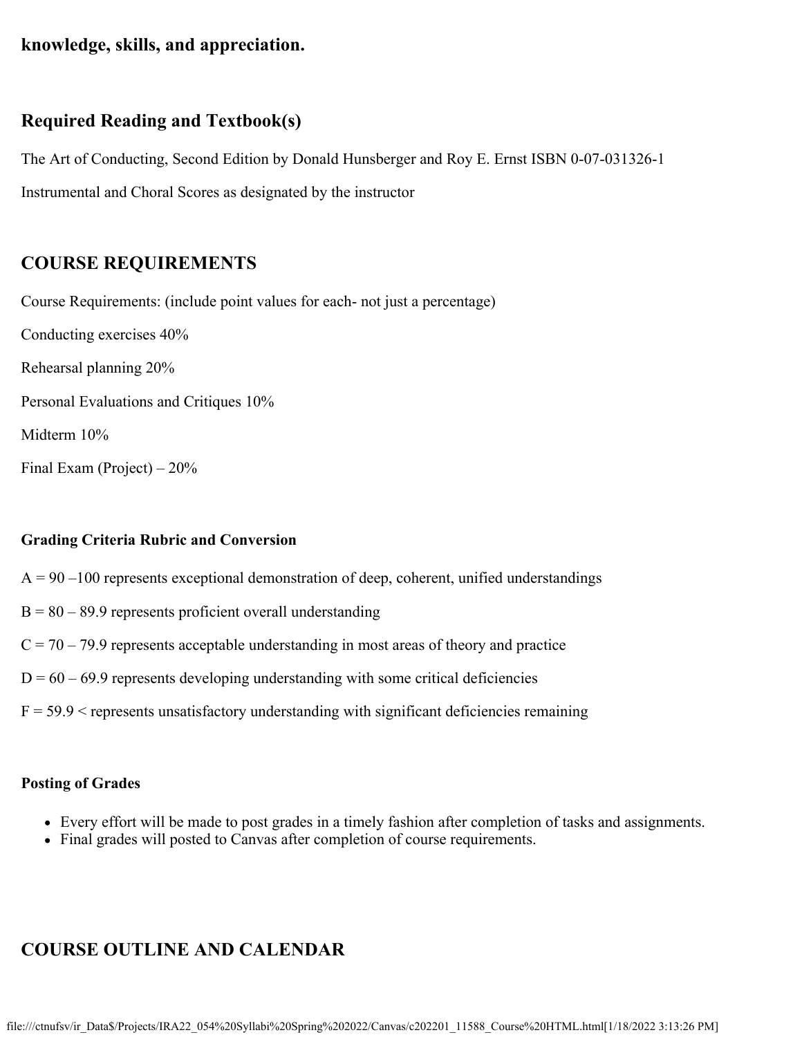**knowledge, skills, and appreciation.**

## Required Reading and Textbook(s)

The Art of Conducting, Second Edition by Donald Hunsberger and Roy E. Ernst ISBN 0-07-031326-1

Instrumental and Choral Scores as designated by the instructor

## COURSE REQUIREMENTS

Course Requirements: (include point values for each- not just a percentage)

Conducting exercises 40%

Rehearsal planning 20%

Personal Evaluations and Critiques 10%

Midterm 10%

Final Exam (Project) – 20%

#### Grading Criteria Rubric and Conversion

A = 90 –100 represents exceptional demonstration of deep, coherent, unified understandings

B = 80 – 89.9 represents proficient overall understanding

C = 70 – 79.9 represents acceptable understanding in most areas of theory and practice

D = 60 – 69.9 represents developing understanding with some critical deficiencies

F = 59.9 < represents unsatisfactory understanding with significant deficiencies remaining

#### Posting of Grades

- Every effort will be made to post grades in a timely fashion after completion of tasks and assignments.
- Final grades will posted to Canvas after completion of course requirements.

## COURSE OUTLINE AND CALENDAR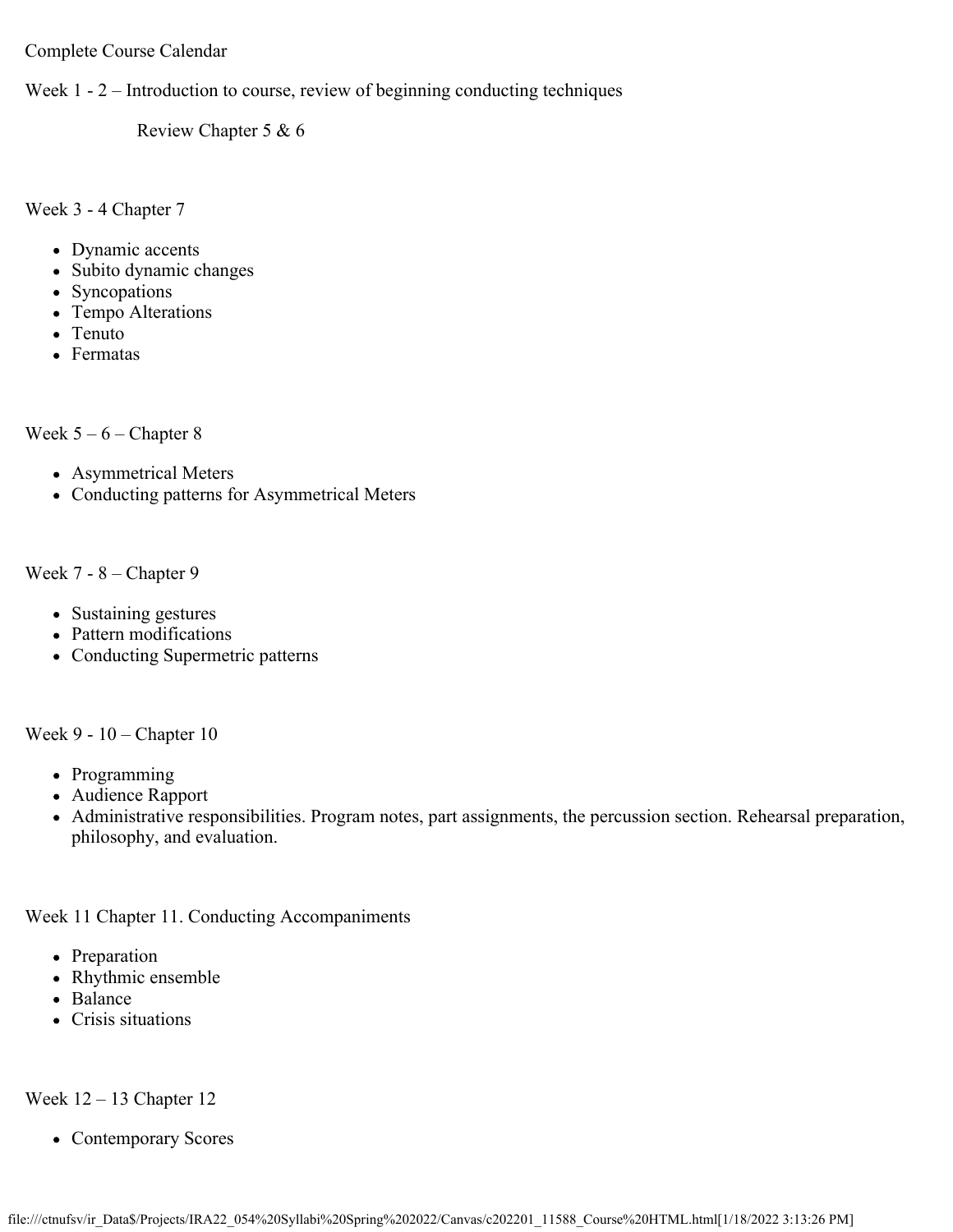Complete Course Calendar

Week 1 - 2 – Introduction to course, review of beginning conducting techniques

Review Chapter 5 & 6

Week 3 - 4 Chapter 7

- Dynamic accents
- Subito dynamic changes
- Syncopations
- Tempo Alterations
- Tenuto
- Fermatas

Week 5 – 6 – Chapter 8

- Asymmetrical Meters
- Conducting patterns for Asymmetrical Meters

Week 7 - 8 – Chapter 9

- Sustaining gestures
- Pattern modifications
- Conducting Supermetric patterns

Week 9 - 10 – Chapter 10

- Programming
- Audience Rapport
- Administrative responsibilities. Program notes, part assignments, the percussion section. Rehearsal preparation, philosophy, and evaluation.

Week 11 Chapter 11. Conducting Accompaniments

- Preparation
- Rhythmic ensemble
- Balance
- Crisis situations

Week 12 – 13 Chapter 12

- Contemporary Scores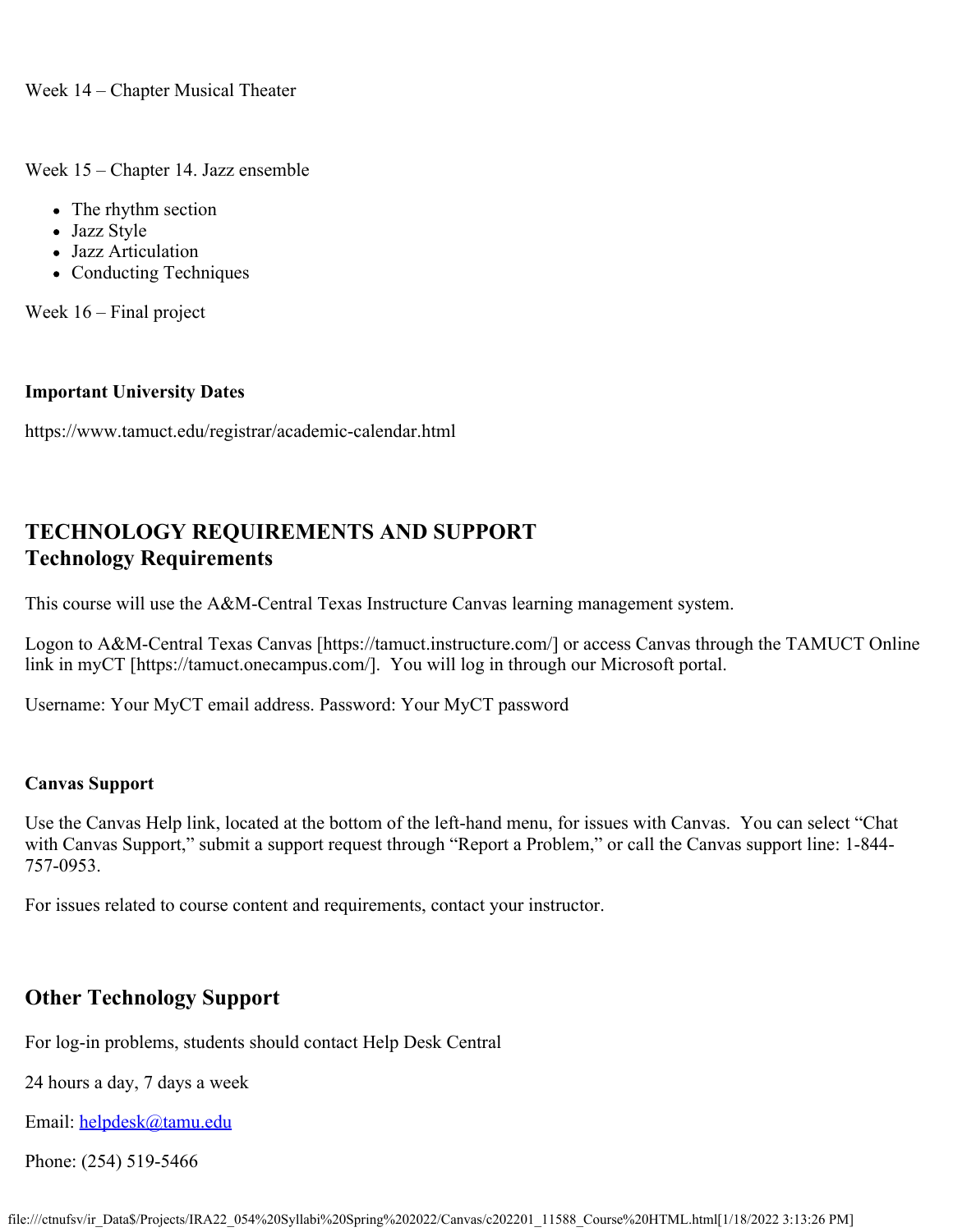Week 14 – Chapter Musical Theater

Week 15 – Chapter 14. Jazz ensemble

- The rhythm section
- Jazz Style
- Jazz Articulation
- Conducting Techniques

Week 16 – Final project

**Important University Dates**

https://www.tamuct.edu/registrar/academic-calendar.html

## TECHNOLOGY REQUIREMENTS AND SUPPORT

## Technology Requirements

This course will use the A&M-Central Texas Instructure Canvas learning management system.

Logon to A&M-Central Texas Canvas [https://tamuct.instructure.com/] or access Canvas through the TAMUCT Online link in myCT [https://tamuct.onecampus.com/]. You will log in through our Microsoft portal.

Username: Your MyCT email address. Password: Your MyCT password

**Canvas Support**

Use the Canvas Help link, located at the bottom of the left-hand menu, for issues with Canvas. You can select "Chat with Canvas Support," submit a support request through "Report a Problem," or call the Canvas support line: 1-844-757-0953.

For issues related to course content and requirements, contact your instructor.

## Other Technology Support

For log-in problems, students should contact Help Desk Central

24 hours a day, 7 days a week

Email: helpdesk@tamu.edu

Phone: (254) 519-5466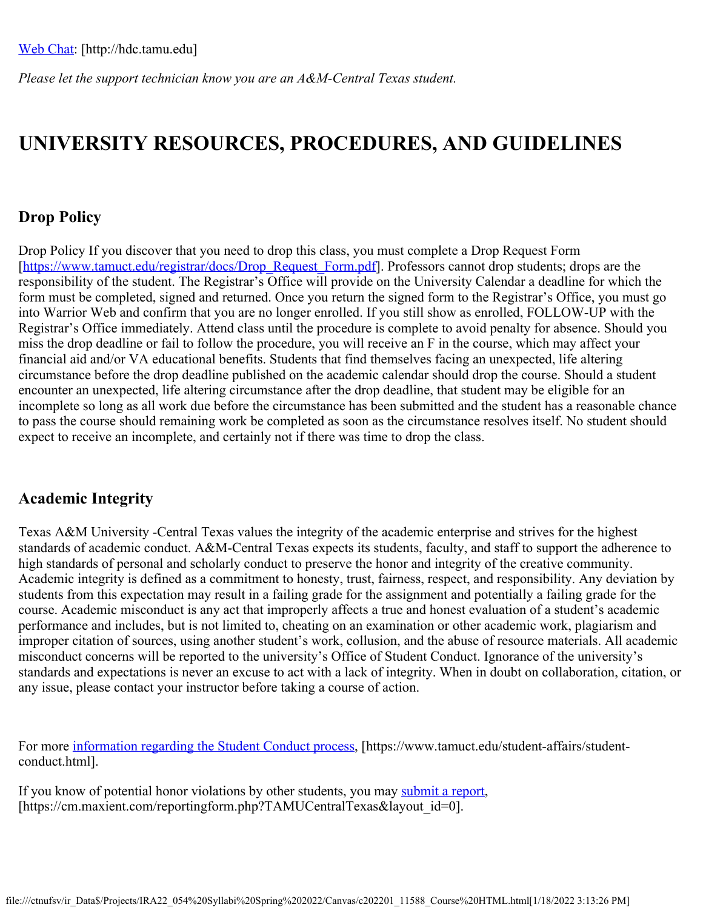[Web Chat](http://hdc.tamu.edu): [http://hdc.tamu.edu]

*Please let the support technician know you are an A&M-Central Texas student.*

# UNIVERSITY RESOURCES, PROCEDURES, AND GUIDELINES

## Drop Policy

Drop Policy If you discover that you need to drop this class, you must complete a Drop Request Form [[https://www.tamuct.edu/registrar/docs/Drop_Request_Form.pdf](https://www.tamuct.edu/registrar/docs/Drop_Request_Form.pdf)]. Professors cannot drop students; drops are the responsibility of the student. The Registrar's Office will provide on the University Calendar a deadline for which the form must be completed, signed and returned. Once you return the signed form to the Registrar's Office, you must go into Warrior Web and confirm that you are no longer enrolled. If you still show as enrolled, FOLLOW-UP with the Registrar's Office immediately. Attend class until the procedure is complete to avoid penalty for absence. Should you miss the drop deadline or fail to follow the procedure, you will receive an F in the course, which may affect your financial aid and/or VA educational benefits. Students that find themselves facing an unexpected, life altering circumstance before the drop deadline published on the academic calendar should drop the course. Should a student encounter an unexpected, life altering circumstance after the drop deadline, that student may be eligible for an incomplete so long as all work due before the circumstance has been submitted and the student has a reasonable chance to pass the course should remaining work be completed as soon as the circumstance resolves itself. No student should expect to receive an incomplete, and certainly not if there was time to drop the class.

## Academic Integrity

Texas A&M University -Central Texas values the integrity of the academic enterprise and strives for the highest standards of academic conduct. A&M-Central Texas expects its students, faculty, and staff to support the adherence to high standards of personal and scholarly conduct to preserve the honor and integrity of the creative community. Academic integrity is defined as a commitment to honesty, trust, fairness, respect, and responsibility. Any deviation by students from this expectation may result in a failing grade for the assignment and potentially a failing grade for the course. Academic misconduct is any act that improperly affects a true and honest evaluation of a student's academic performance and includes, but is not limited to, cheating on an examination or other academic work, plagiarism and improper citation of sources, using another student's work, collusion, and the abuse of resource materials. All academic misconduct concerns will be reported to the university's Office of Student Conduct. Ignorance of the university's standards and expectations is never an excuse to act with a lack of integrity. When in doubt on collaboration, citation, or any issue, please contact your instructor before taking a course of action.

For more [information regarding the Student Conduct process](https://www.tamuct.edu/student-affairs/student-conduct.html), [https://www.tamuct.edu/student-affairs/student-conduct.html].

If you know of potential honor violations by other students, you may [submit a report](https://cm.maxient.com/reportingform.php?TAMUCentralTexas&layout_id=0), [https://cm.maxient.com/reportingform.php?TAMUCentralTexas&layout_id=0].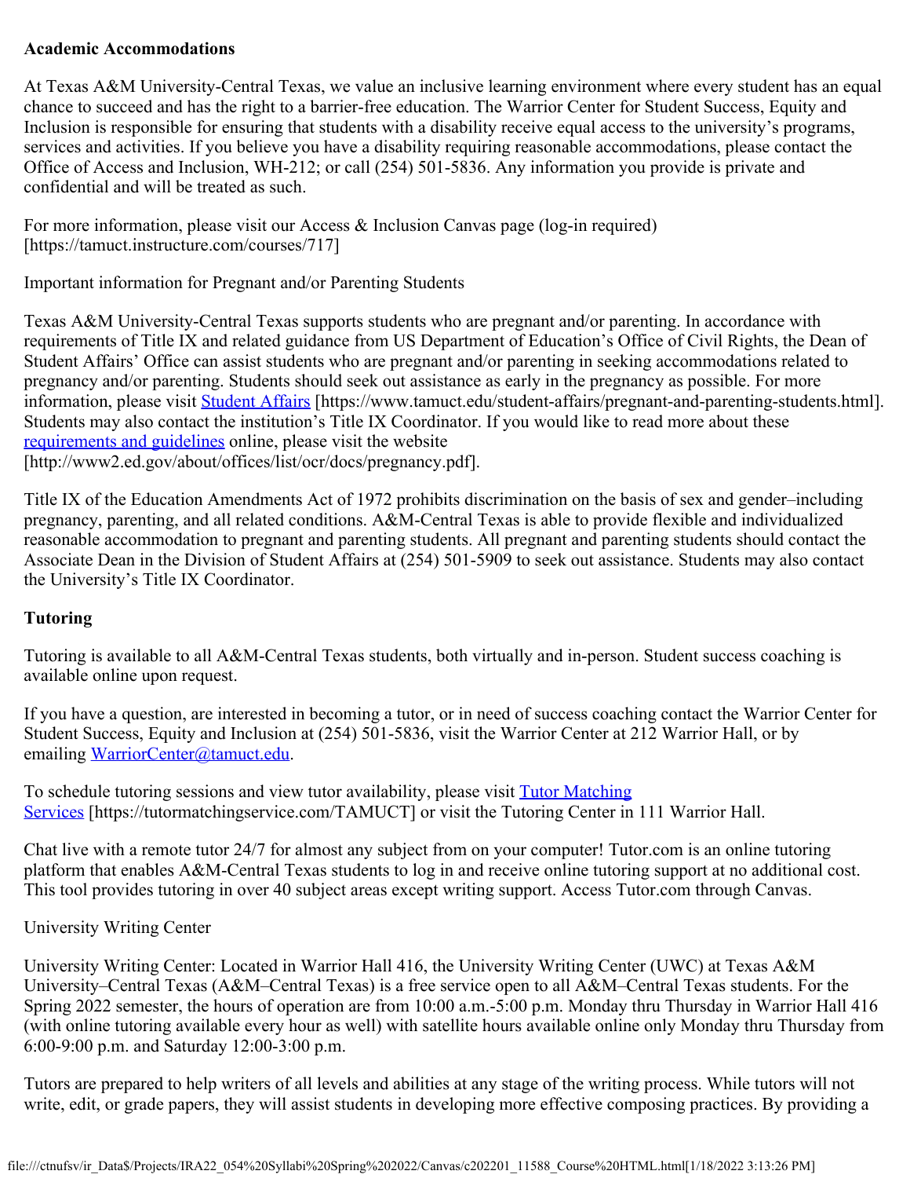**Academic Accommodations**

At Texas A&M University-Central Texas, we value an inclusive learning environment where every student has an equal chance to succeed and has the right to a barrier-free education. The Warrior Center for Student Success, Equity and Inclusion is responsible for ensuring that students with a disability receive equal access to the university's programs, services and activities. If you believe you have a disability requiring reasonable accommodations, please contact the Office of Access and Inclusion, WH-212; or call (254) 501-5836. Any information you provide is private and confidential and will be treated as such.

For more information, please visit our Access & Inclusion Canvas page (log-in required) [https://tamuct.instructure.com/courses/717]

Important information for Pregnant and/or Parenting Students

Texas A&M University-Central Texas supports students who are pregnant and/or parenting. In accordance with requirements of Title IX and related guidance from US Department of Education's Office of Civil Rights, the Dean of Student Affairs' Office can assist students who are pregnant and/or parenting in seeking accommodations related to pregnancy and/or parenting. Students should seek out assistance as early in the pregnancy as possible. For more information, please visit Student Affairs [https://www.tamuct.edu/student-affairs/pregnant-and-parenting-students.html]. Students may also contact the institution's Title IX Coordinator. If you would like to read more about these requirements and guidelines online, please visit the website [http://www2.ed.gov/about/offices/list/ocr/docs/pregnancy.pdf].

Title IX of the Education Amendments Act of 1972 prohibits discrimination on the basis of sex and gender–including pregnancy, parenting, and all related conditions. A&M-Central Texas is able to provide flexible and individualized reasonable accommodation to pregnant and parenting students. All pregnant and parenting students should contact the Associate Dean in the Division of Student Affairs at (254) 501-5909 to seek out assistance. Students may also contact the University's Title IX Coordinator.

**Tutoring**

Tutoring is available to all A&M-Central Texas students, both virtually and in-person. Student success coaching is available online upon request.

If you have a question, are interested in becoming a tutor, or in need of success coaching contact the Warrior Center for Student Success, Equity and Inclusion at (254) 501-5836, visit the Warrior Center at 212 Warrior Hall, or by emailing WarriorCenter@tamuct.edu.

To schedule tutoring sessions and view tutor availability, please visit Tutor Matching Services [https://tutormatchingservice.com/TAMUCT] or visit the Tutoring Center in 111 Warrior Hall.

Chat live with a remote tutor 24/7 for almost any subject from on your computer! Tutor.com is an online tutoring platform that enables A&M-Central Texas students to log in and receive online tutoring support at no additional cost. This tool provides tutoring in over 40 subject areas except writing support. Access Tutor.com through Canvas.

University Writing Center

University Writing Center: Located in Warrior Hall 416, the University Writing Center (UWC) at Texas A&M University–Central Texas (A&M–Central Texas) is a free service open to all A&M–Central Texas students. For the Spring 2022 semester, the hours of operation are from 10:00 a.m.-5:00 p.m. Monday thru Thursday in Warrior Hall 416 (with online tutoring available every hour as well) with satellite hours available online only Monday thru Thursday from 6:00-9:00 p.m. and Saturday 12:00-3:00 p.m.

Tutors are prepared to help writers of all levels and abilities at any stage of the writing process. While tutors will not write, edit, or grade papers, they will assist students in developing more effective composing practices. By providing a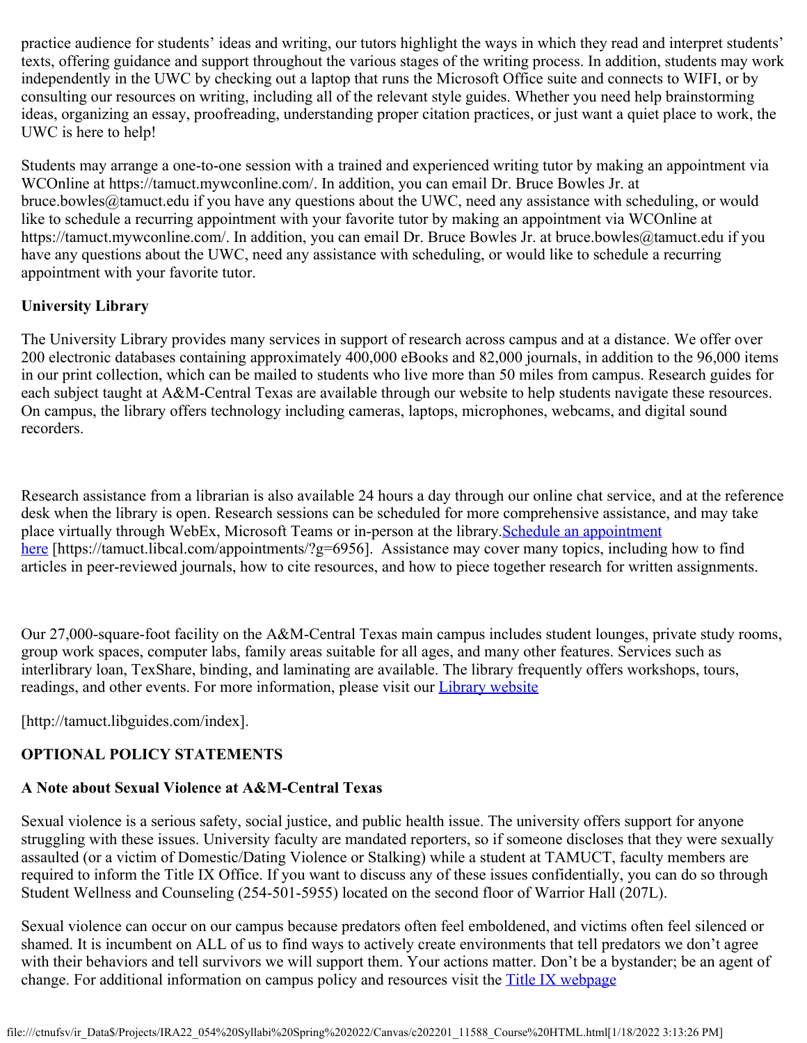practice audience for students' ideas and writing, our tutors highlight the ways in which they read and interpret students' texts, offering guidance and support throughout the various stages of the writing process. In addition, students may work independently in the UWC by checking out a laptop that runs the Microsoft Office suite and connects to WIFI, or by consulting our resources on writing, including all of the relevant style guides. Whether you need help brainstorming ideas, organizing an essay, proofreading, understanding proper citation practices, or just want a quiet place to work, the UWC is here to help!

Students may arrange a one-to-one session with a trained and experienced writing tutor by making an appointment via WCOnline at https://tamuct.mywconline.com/. In addition, you can email Dr. Bruce Bowles Jr. at bruce.bowles@tamuct.edu if you have any questions about the UWC, need any assistance with scheduling, or would like to schedule a recurring appointment with your favorite tutor by making an appointment via WCOnline at https://tamuct.mywconline.com/. In addition, you can email Dr. Bruce Bowles Jr. at bruce.bowles@tamuct.edu if you have any questions about the UWC, need any assistance with scheduling, or would like to schedule a recurring appointment with your favorite tutor.

**University Library**

The University Library provides many services in support of research across campus and at a distance. We offer over 200 electronic databases containing approximately 400,000 eBooks and 82,000 journals, in addition to the 96,000 items in our print collection, which can be mailed to students who live more than 50 miles from campus. Research guides for each subject taught at A&M-Central Texas are available through our website to help students navigate these resources. On campus, the library offers technology including cameras, laptops, microphones, webcams, and digital sound recorders.

Research assistance from a librarian is also available 24 hours a day through our online chat service, and at the reference desk when the library is open. Research sessions can be scheduled for more comprehensive assistance, and may take place virtually through WebEx, Microsoft Teams or in-person at the library.[Schedule an appointment here](https://tamuct.libcal.com/appointments/?g=6956) [https://tamuct.libcal.com/appointments/?g=6956]. Assistance may cover many topics, including how to find articles in peer-reviewed journals, how to cite resources, and how to piece together research for written assignments.

Our 27,000-square-foot facility on the A&M-Central Texas main campus includes student lounges, private study rooms, group work spaces, computer labs, family areas suitable for all ages, and many other features. Services such as interlibrary loan, TexShare, binding, and laminating are available. The library frequently offers workshops, tours, readings, and other events. For more information, please visit our [Library website](http://tamuct.libguides.com/index)

[http://tamuct.libguides.com/index].

**OPTIONAL POLICY STATEMENTS**

**A Note about Sexual Violence at A&M-Central Texas**

Sexual violence is a serious safety, social justice, and public health issue. The university offers support for anyone struggling with these issues. University faculty are mandated reporters, so if someone discloses that they were sexually assaulted (or a victim of Domestic/Dating Violence or Stalking) while a student at TAMUCT, faculty members are required to inform the Title IX Office. If you want to discuss any of these issues confidentially, you can do so through Student Wellness and Counseling (254-501-5955) located on the second floor of Warrior Hall (207L).

Sexual violence can occur on our campus because predators often feel emboldened, and victims often feel silenced or shamed. It is incumbent on ALL of us to find ways to actively create environments that tell predators we don't agree with their behaviors and tell survivors we will support them. Your actions matter. Don't be a bystander; be an agent of change. For additional information on campus policy and resources visit the Title IX webpage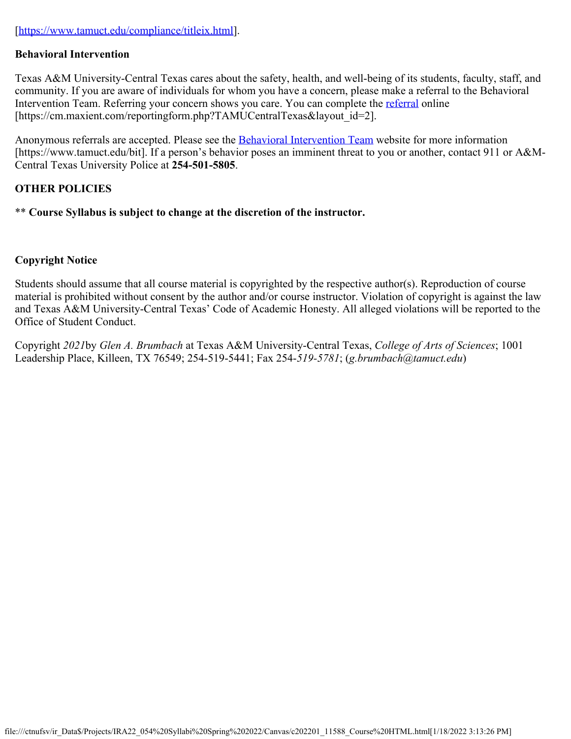[https://www.tamuct.edu/compliance/titleix.html].

**Behavioral Intervention**

Texas A&M University-Central Texas cares about the safety, health, and well-being of its students, faculty, staff, and community. If you are aware of individuals for whom you have a concern, please make a referral to the Behavioral Intervention Team. Referring your concern shows you care. You can complete the referral online [https://cm.maxient.com/reportingform.php?TAMUCentralTexas&layout_id=2].

Anonymous referrals are accepted. Please see the Behavioral Intervention Team website for more information [https://www.tamuct.edu/bit]. If a person's behavior poses an imminent threat to you or another, contact 911 or A&M-Central Texas University Police at **254-501-5805**.

**OTHER POLICIES**

** **Course Syllabus is subject to change at the discretion of the instructor.**

**Copyright Notice**

Students should assume that all course material is copyrighted by the respective author(s). Reproduction of course material is prohibited without consent by the author and/or course instructor. Violation of copyright is against the law and Texas A&M University-Central Texas' Code of Academic Honesty. All alleged violations will be reported to the Office of Student Conduct.

Copyright *2021*by *Glen A. Brumbach* at Texas A&M University-Central Texas, *College of Arts of Sciences*; 1001 Leadership Place, Killeen, TX 76549; 254-519-5441; Fax 254-*519-5781*; (*g.brumbach@tamuct.edu*)